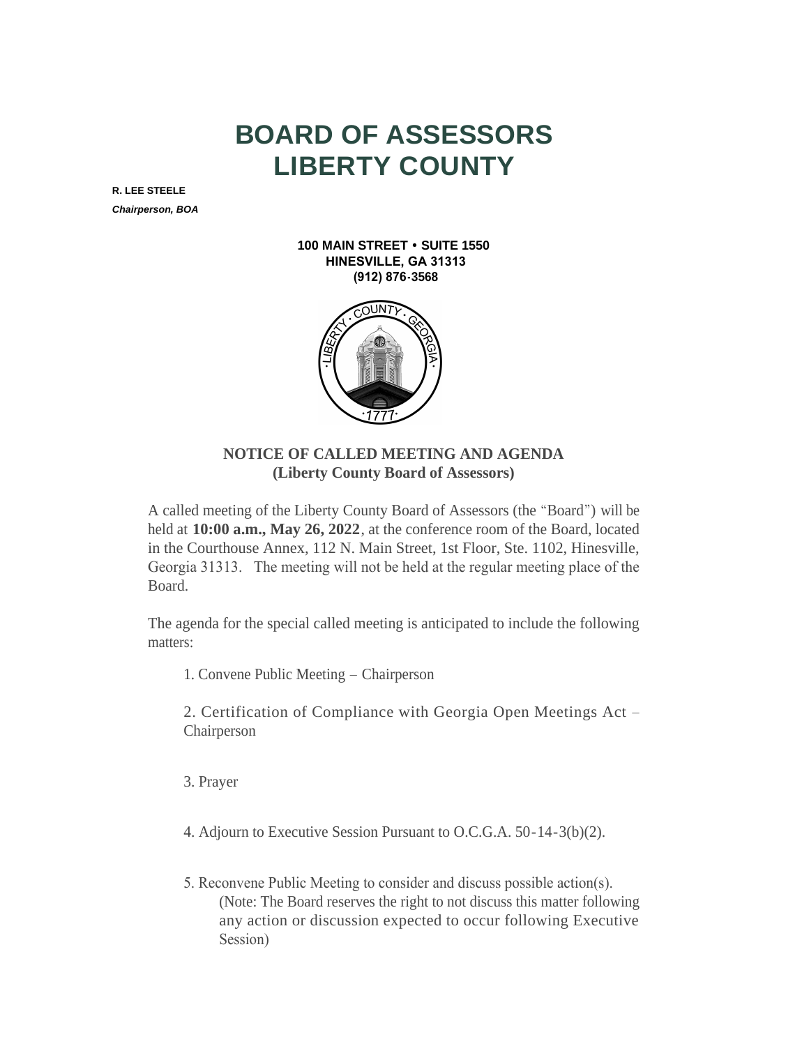# BOARD OF ASSESSORS
# LIBERTY COUNTY

**R. LEE STEELE**
***Chairperson, BOA***

**100 MAIN STREET • SUITE 1550**
**HINESVILLE, GA 31313**
**(912) 876-3568**

## NOTICE OF CALLED MEETING AND AGENDA
## (Liberty County Board of Assessors)

A called meeting of the Liberty County Board of Assessors (the "Board") will be held at **10:00 a.m., May 26, 2022**, at the conference room of the Board, located in the Courthouse Annex, 112 N. Main Street, 1st Floor, Ste. 1102, Hinesville, Georgia 31313. The meeting will not be held at the regular meeting place of the Board.

The agenda for the special called meeting is anticipated to include the following matters:

1. Convene Public Meeting – Chairperson

2. Certification of Compliance with Georgia Open Meetings Act – Chairperson

3. Prayer

4. Adjourn to Executive Session Pursuant to O.C.G.A. 50-14-3(b)(2).

5. Reconvene Public Meeting to consider and discuss possible action(s).
   (Note: The Board reserves the right to not discuss this matter following any action or discussion expected to occur following Executive Session)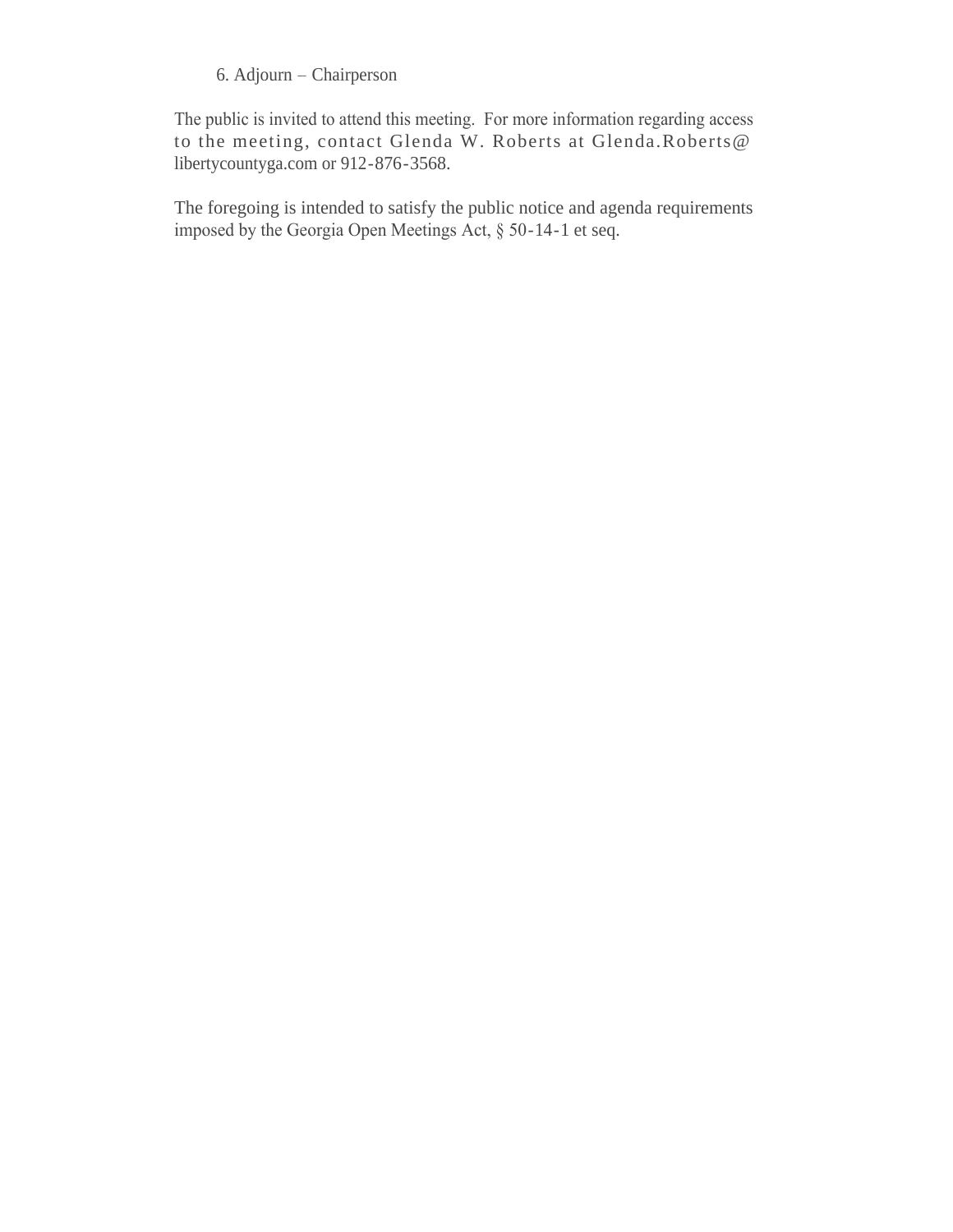6. Adjourn – Chairperson

The public is invited to attend this meeting. For more information regarding access to the meeting, contact Glenda W. Roberts at Glenda.Roberts@libertycountyga.com or 912-876-3568.

The foregoing is intended to satisfy the public notice and agenda requirements imposed by the Georgia Open Meetings Act, § 50-14-1 et seq.